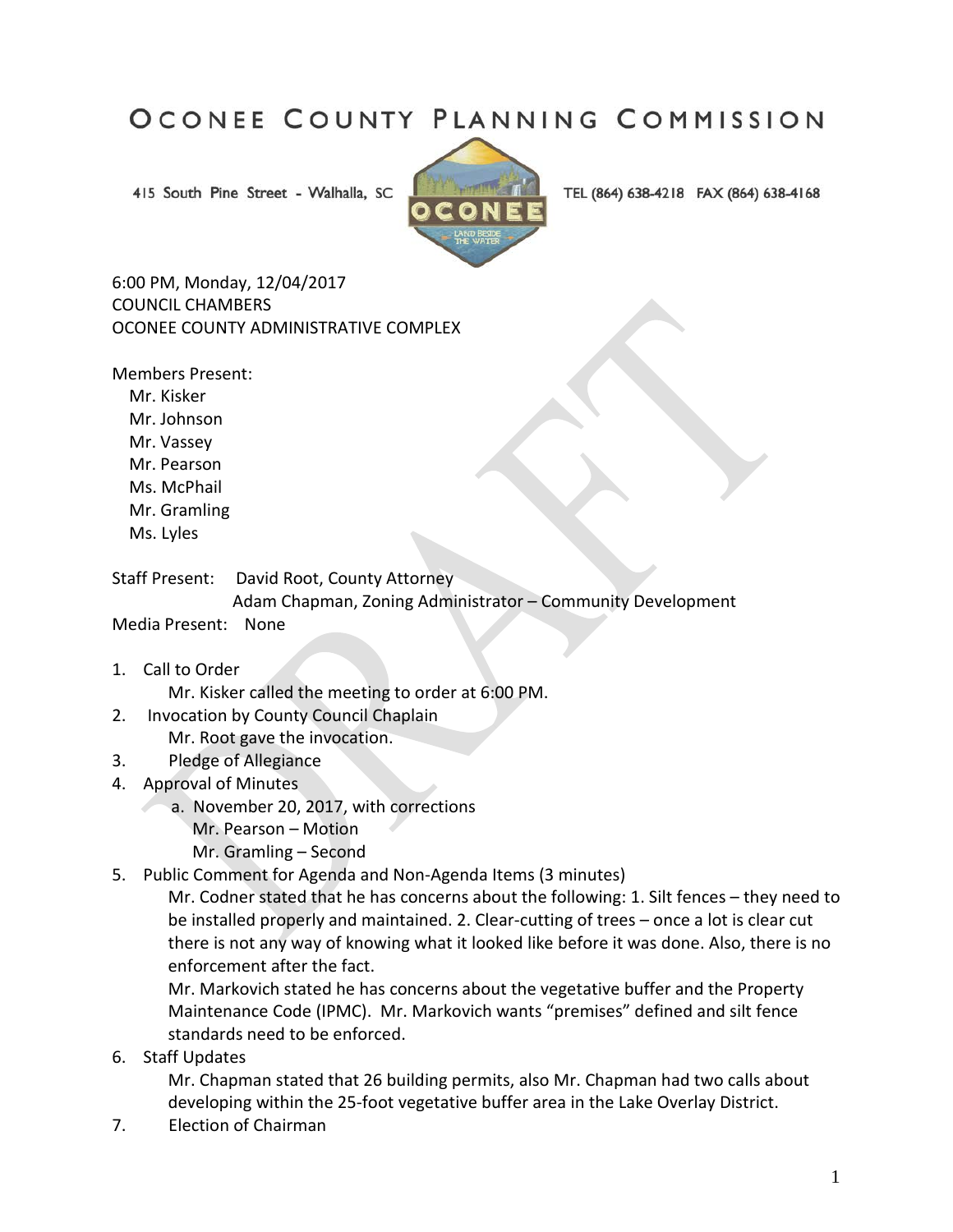# OCONEE COUNTY PLANNING COMMISSION

415 South Pine Street - Walhalla, SC    TEL (864) 638-4218  FAX (864) 638-4168

6:00 PM, Monday, 12/04/2017
COUNCIL CHAMBERS
OCONEE COUNTY ADMINISTRATIVE COMPLEX

Members Present:
Mr. Kisker
Mr. Johnson
Mr. Vassey
Mr. Pearson
Ms. McPhail
Mr. Gramling
Ms. Lyles

Staff Present: David Root, County Attorney
Adam Chapman, Zoning Administrator – Community Development

Media Present: None

1. Call to Order
   Mr. Kisker called the meeting to order at 6:00 PM.
2. Invocation by County Council Chaplain
   Mr. Root gave the invocation.
3. Pledge of Allegiance
4. Approval of Minutes
   a. November 20, 2017, with corrections
      Mr. Pearson – Motion
      Mr. Gramling – Second
5. Public Comment for Agenda and Non-Agenda Items (3 minutes)
   Mr. Codner stated that he has concerns about the following: 1. Silt fences – they need to be installed properly and maintained. 2. Clear-cutting of trees – once a lot is clear cut there is not any way of knowing what it looked like before it was done. Also, there is no enforcement after the fact.
   Mr. Markovich stated he has concerns about the vegetative buffer and the Property Maintenance Code (IPMC). Mr. Markovich wants "premises" defined and silt fence standards need to be enforced.
6. Staff Updates
   Mr. Chapman stated that 26 building permits, also Mr. Chapman had two calls about developing within the 25-foot vegetative buffer area in the Lake Overlay District.
7. Election of Chairman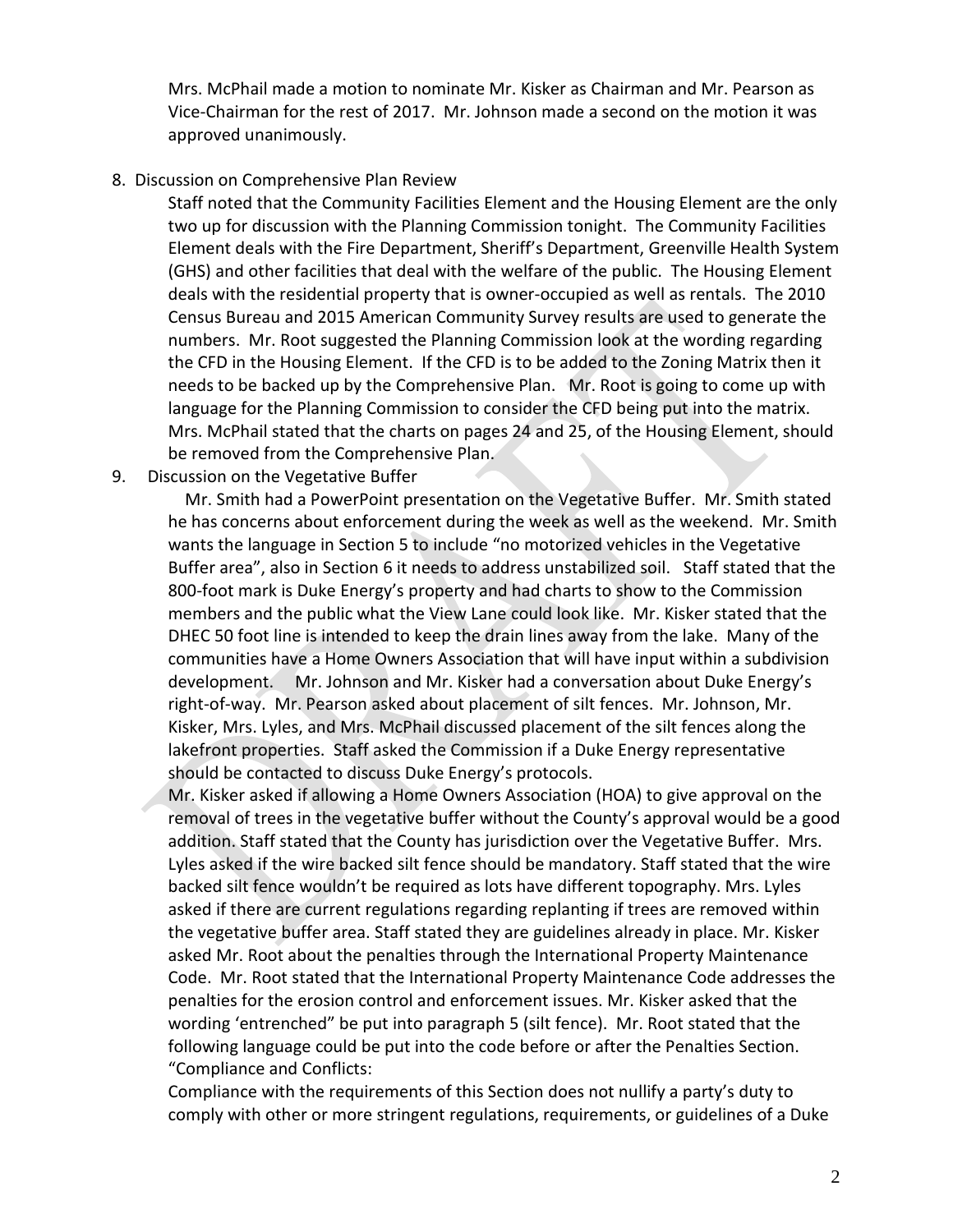Mrs. McPhail made a motion to nominate Mr. Kisker as Chairman and Mr. Pearson as Vice-Chairman for the rest of 2017. Mr. Johnson made a second on the motion it was approved unanimously.

8. Discussion on Comprehensive Plan Review

   Staff noted that the Community Facilities Element and the Housing Element are the only two up for discussion with the Planning Commission tonight. The Community Facilities Element deals with the Fire Department, Sheriff's Department, Greenville Health System (GHS) and other facilities that deal with the welfare of the public. The Housing Element deals with the residential property that is owner-occupied as well as rentals. The 2010 Census Bureau and 2015 American Community Survey results are used to generate the numbers. Mr. Root suggested the Planning Commission look at the wording regarding the CFD in the Housing Element. If the CFD is to be added to the Zoning Matrix then it needs to be backed up by the Comprehensive Plan. Mr. Root is going to come up with language for the Planning Commission to consider the CFD being put into the matrix. Mrs. McPhail stated that the charts on pages 24 and 25, of the Housing Element, should be removed from the Comprehensive Plan.

9. Discussion on the Vegetative Buffer

   Mr. Smith had a PowerPoint presentation on the Vegetative Buffer. Mr. Smith stated he has concerns about enforcement during the week as well as the weekend. Mr. Smith wants the language in Section 5 to include "no motorized vehicles in the Vegetative Buffer area", also in Section 6 it needs to address unstabilized soil. Staff stated that the 800-foot mark is Duke Energy's property and had charts to show to the Commission members and the public what the View Lane could look like. Mr. Kisker stated that the DHEC 50 foot line is intended to keep the drain lines away from the lake. Many of the communities have a Home Owners Association that will have input within a subdivision development. Mr. Johnson and Mr. Kisker had a conversation about Duke Energy's right-of-way. Mr. Pearson asked about placement of silt fences. Mr. Johnson, Mr. Kisker, Mrs. Lyles, and Mrs. McPhail discussed placement of the silt fences along the lakefront properties. Staff asked the Commission if a Duke Energy representative should be contacted to discuss Duke Energy's protocols.

   Mr. Kisker asked if allowing a Home Owners Association (HOA) to give approval on the removal of trees in the vegetative buffer without the County's approval would be a good addition. Staff stated that the County has jurisdiction over the Vegetative Buffer. Mrs. Lyles asked if the wire backed silt fence should be mandatory. Staff stated that the wire backed silt fence wouldn't be required as lots have different topography. Mrs. Lyles asked if there are current regulations regarding replanting if trees are removed within the vegetative buffer area. Staff stated they are guidelines already in place. Mr. Kisker asked Mr. Root about the penalties through the International Property Maintenance Code. Mr. Root stated that the International Property Maintenance Code addresses the penalties for the erosion control and enforcement issues. Mr. Kisker asked that the wording 'entrenched" be put into paragraph 5 (silt fence). Mr. Root stated that the following language could be put into the code before or after the Penalties Section. "Compliance and Conflicts:

   Compliance with the requirements of this Section does not nullify a party's duty to comply with other or more stringent regulations, requirements, or guidelines of a Duke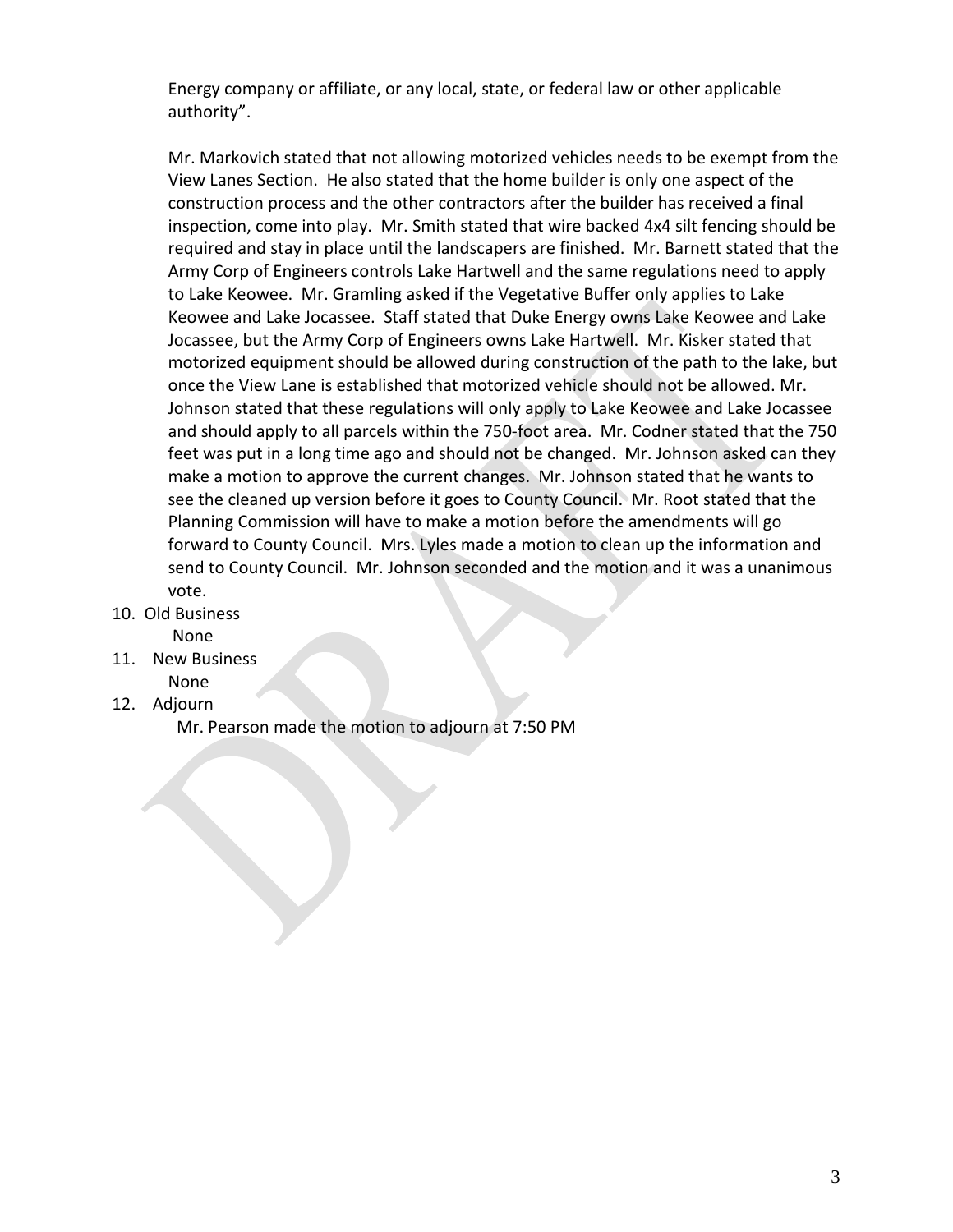Energy company or affiliate, or any local, state, or federal law or other applicable authority".

Mr. Markovich stated that not allowing motorized vehicles needs to be exempt from the View Lanes Section. He also stated that the home builder is only one aspect of the construction process and the other contractors after the builder has received a final inspection, come into play. Mr. Smith stated that wire backed 4x4 silt fencing should be required and stay in place until the landscapers are finished. Mr. Barnett stated that the Army Corp of Engineers controls Lake Hartwell and the same regulations need to apply to Lake Keowee. Mr. Gramling asked if the Vegetative Buffer only applies to Lake Keowee and Lake Jocassee. Staff stated that Duke Energy owns Lake Keowee and Lake Jocassee, but the Army Corp of Engineers owns Lake Hartwell. Mr. Kisker stated that motorized equipment should be allowed during construction of the path to the lake, but once the View Lane is established that motorized vehicle should not be allowed. Mr. Johnson stated that these regulations will only apply to Lake Keowee and Lake Jocassee and should apply to all parcels within the 750-foot area. Mr. Codner stated that the 750 feet was put in a long time ago and should not be changed. Mr. Johnson asked can they make a motion to approve the current changes. Mr. Johnson stated that he wants to see the cleaned up version before it goes to County Council. Mr. Root stated that the Planning Commission will have to make a motion before the amendments will go forward to County Council. Mrs. Lyles made a motion to clean up the information and send to County Council. Mr. Johnson seconded and the motion and it was a unanimous vote.

10. Old Business

    None

11. New Business

    None

12. Adjourn

    Mr. Pearson made the motion to adjourn at 7:50 PM